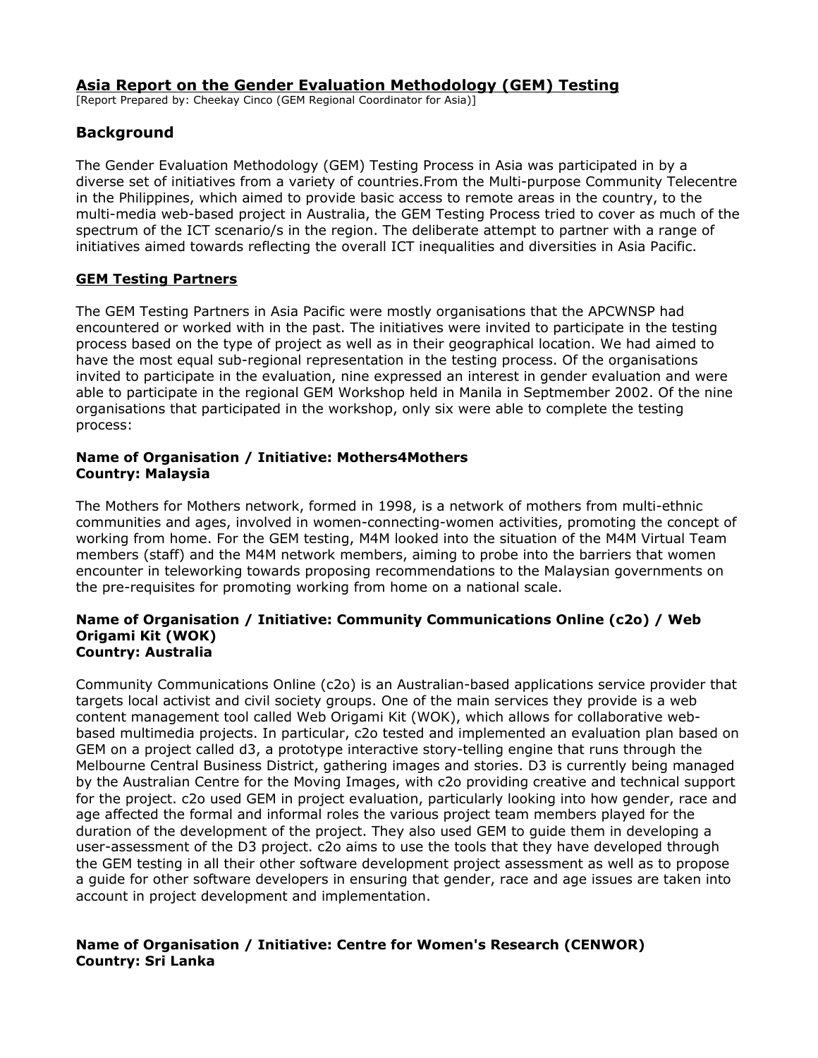# Asia Report on the Gender Evaluation Methodology (GEM) Testing

[Report Prepared by: Cheekay Cinco (GEM Regional Coordinator for Asia)]

## Background

The Gender Evaluation Methodology (GEM) Testing Process in Asia was participated in by a diverse set of initiatives from a variety of countries.From the Multi-purpose Community Telecentre in the Philippines, which aimed to provide basic access to remote areas in the country, to the multi-media web-based project in Australia, the GEM Testing Process tried to cover as much of the spectrum of the ICT scenario/s in the region. The deliberate attempt to partner with a range of initiatives aimed towards reflecting the overall ICT inequalities and diversities in Asia Pacific.

### GEM Testing Partners

The GEM Testing Partners in Asia Pacific were mostly organisations that the APCWNSP had encountered or worked with in the past. The initiatives were invited to participate in the testing process based on the type of project as well as in their geographical location. We had aimed to have the most equal sub-regional representation in the testing process. Of the organisations invited to participate in the evaluation, nine expressed an interest in gender evaluation and were able to participate in the regional GEM Workshop held in Manila in Septmember 2002. Of the nine organisations that participated in the workshop, only six were able to complete the testing process:

**Name of Organisation / Initiative: Mothers4Mothers**
**Country: Malaysia**

The Mothers for Mothers network, formed in 1998, is a network of mothers from multi-ethnic communities and ages, involved in women-connecting-women activities, promoting the concept of working from home. For the GEM testing, M4M looked into the situation of the M4M Virtual Team members (staff) and the M4M network members, aiming to probe into the barriers that women encounter in teleworking towards proposing recommendations to the Malaysian governments on the pre-requisites for promoting working from home on a national scale.

**Name of Organisation / Initiative: Community Communications Online (c2o) / Web Origami Kit (WOK)**
**Country: Australia**

Community Communications Online (c2o) is an Australian-based applications service provider that targets local activist and civil society groups. One of the main services they provide is a web content management tool called Web Origami Kit (WOK), which allows for collaborative web-based multimedia projects. In particular, c2o tested and implemented an evaluation plan based on GEM on a project called d3, a prototype interactive story-telling engine that runs through the Melbourne Central Business District, gathering images and stories. D3 is currently being managed by the Australian Centre for the Moving Images, with c2o providing creative and technical support for the project. c2o used GEM in project evaluation, particularly looking into how gender, race and age affected the formal and informal roles the various project team members played for the duration of the development of the project. They also used GEM to guide them in developing a user-assessment of the D3 project. c2o aims to use the tools that they have developed through the GEM testing in all their other software development project assessment as well as to propose a guide for other software developers in ensuring that gender, race and age issues are taken into account in project development and implementation.

**Name of Organisation / Initiative: Centre for Women's Research (CENWOR)**
**Country: Sri Lanka**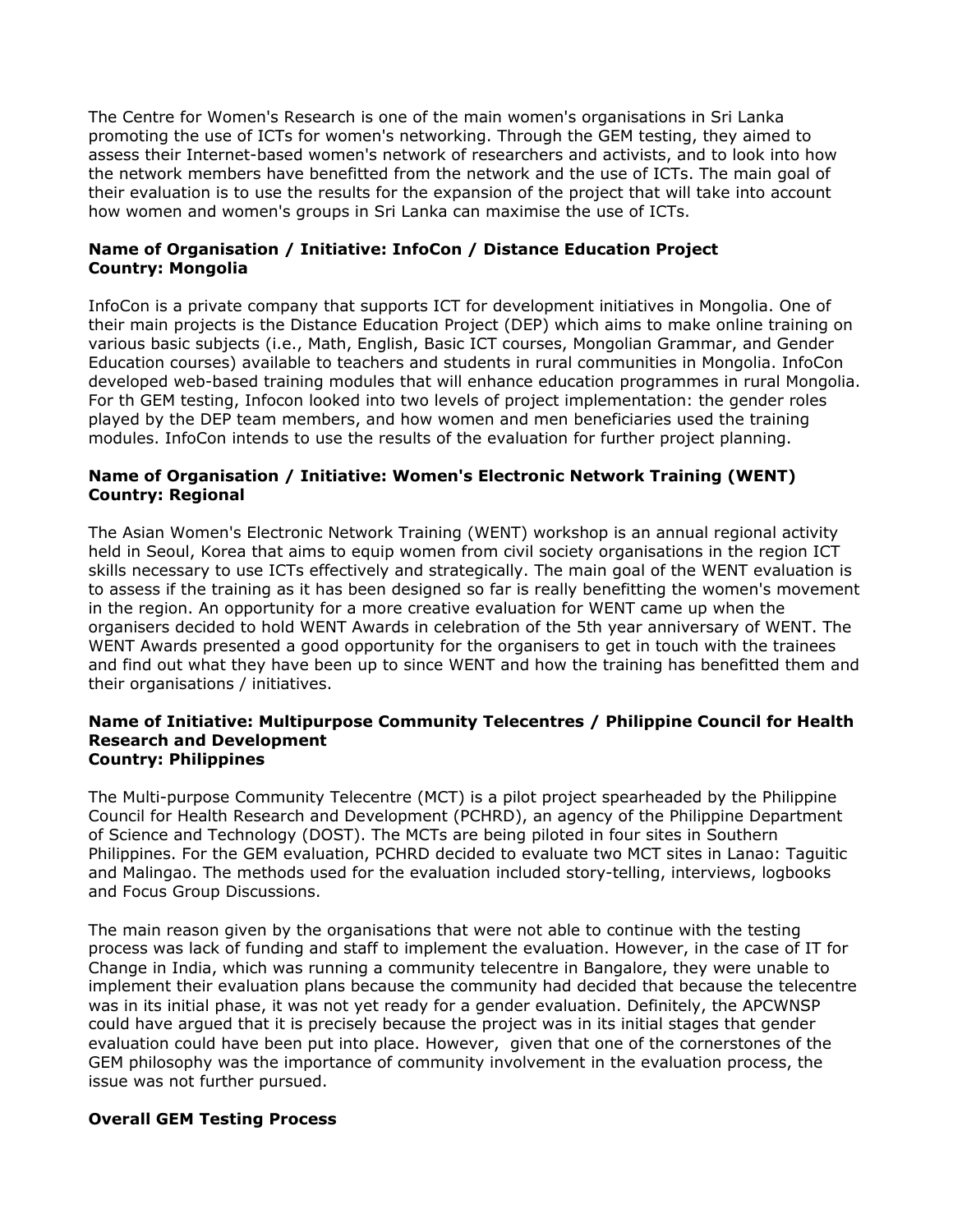The Centre for Women's Research is one of the main women's organisations in Sri Lanka promoting the use of ICTs for women's networking. Through the GEM testing, they aimed to assess their Internet-based women's network of researchers and activists, and to look into how the network members have benefitted from the network and the use of ICTs. The main goal of their evaluation is to use the results for the expansion of the project that will take into account how women and women's groups in Sri Lanka can maximise the use of ICTs.

**Name of Organisation / Initiative: InfoCon / Distance Education Project**
**Country: Mongolia**

InfoCon is a private company that supports ICT for development initiatives in Mongolia. One of their main projects is the Distance Education Project (DEP) which aims to make online training on various basic subjects (i.e., Math, English, Basic ICT courses, Mongolian Grammar, and Gender Education courses) available to teachers and students in rural communities in Mongolia. InfoCon developed web-based training modules that will enhance education programmes in rural Mongolia. For th GEM testing, Infocon looked into two levels of project implementation: the gender roles played by the DEP team members, and how women and men beneficiaries used the training modules. InfoCon intends to use the results of the evaluation for further project planning.

**Name of Organisation / Initiative: Women's Electronic Network Training (WENT)**
**Country: Regional**

The Asian Women's Electronic Network Training (WENT) workshop is an annual regional activity held in Seoul, Korea that aims to equip women from civil society organisations in the region ICT skills necessary to use ICTs effectively and strategically. The main goal of the WENT evaluation is to assess if the training as it has been designed so far is really benefitting the women's movement in the region. An opportunity for a more creative evaluation for WENT came up when the organisers decided to hold WENT Awards in celebration of the 5th year anniversary of WENT. The WENT Awards presented a good opportunity for the organisers to get in touch with the trainees and find out what they have been up to since WENT and how the training has benefitted them and their organisations / initiatives.

**Name of Initiative: Multipurpose Community Telecentres / Philippine Council for Health Research and Development**
**Country: Philippines**

The Multi-purpose Community Telecentre (MCT) is a pilot project spearheaded by the Philippine Council for Health Research and Development (PCHRD), an agency of the Philippine Department of Science and Technology (DOST). The MCTs are being piloted in four sites in Southern Philippines. For the GEM evaluation, PCHRD decided to evaluate two MCT sites in Lanao: Taguitic and Malingao. The methods used for the evaluation included story-telling, interviews, logbooks and Focus Group Discussions.

The main reason given by the organisations that were not able to continue with the testing process was lack of funding and staff to implement the evaluation. However, in the case of IT for Change in India, which was running a community telecentre in Bangalore, they were unable to implement their evaluation plans because the community had decided that because the telecentre was in its initial phase, it was not yet ready for a gender evaluation. Definitely, the APCWNSP could have argued that it is precisely because the project was in its initial stages that gender evaluation could have been put into place. However, given that one of the cornerstones of the GEM philosophy was the importance of community involvement in the evaluation process, the issue was not further pursued.

**Overall GEM Testing Process**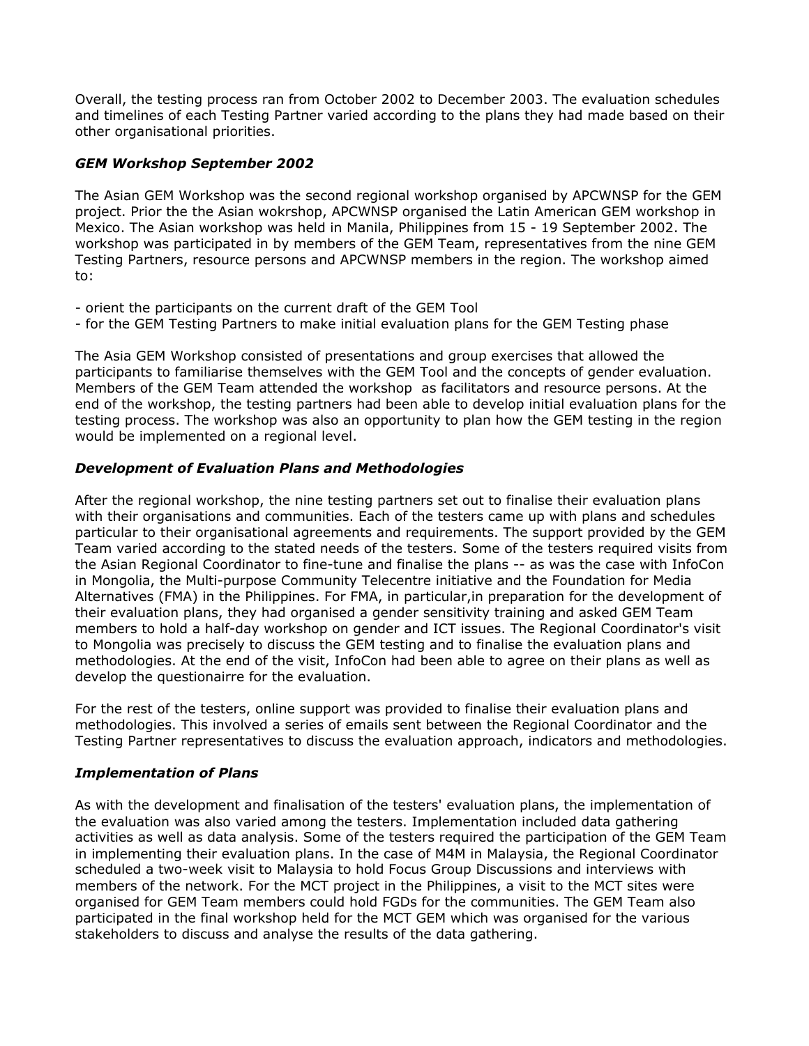Overall, the testing process ran from October 2002 to December 2003. The evaluation schedules and timelines of each Testing Partner varied according to the plans they had made based on their other organisational priorities.

### *GEM Workshop September 2002*

The Asian GEM Workshop was the second regional workshop organised by APCWNSP for the GEM project. Prior the the Asian wokrshop, APCWNSP organised the Latin American GEM workshop in Mexico. The Asian workshop was held in Manila, Philippines from 15 - 19 September 2002. The workshop was participated in by members of the GEM Team, representatives from the nine GEM Testing Partners, resource persons and APCWNSP members in the region. The workshop aimed to:

- orient the participants on the current draft of the GEM Tool
- for the GEM Testing Partners to make initial evaluation plans for the GEM Testing phase

The Asia GEM Workshop consisted of presentations and group exercises that allowed the participants to familiarise themselves with the GEM Tool and the concepts of gender evaluation. Members of the GEM Team attended the workshop as facilitators and resource persons. At the end of the workshop, the testing partners had been able to develop initial evaluation plans for the testing process. The workshop was also an opportunity to plan how the GEM testing in the region would be implemented on a regional level.

### *Development of Evaluation Plans and Methodologies*

After the regional workshop, the nine testing partners set out to finalise their evaluation plans with their organisations and communities. Each of the testers came up with plans and schedules particular to their organisational agreements and requirements. The support provided by the GEM Team varied according to the stated needs of the testers. Some of the testers required visits from the Asian Regional Coordinator to fine-tune and finalise the plans -- as was the case with InfoCon in Mongolia, the Multi-purpose Community Telecentre initiative and the Foundation for Media Alternatives (FMA) in the Philippines. For FMA, in particular,in preparation for the development of their evaluation plans, they had organised a gender sensitivity training and asked GEM Team members to hold a half-day workshop on gender and ICT issues. The Regional Coordinator's visit to Mongolia was precisely to discuss the GEM testing and to finalise the evaluation plans and methodologies. At the end of the visit, InfoCon had been able to agree on their plans as well as develop the questionairre for the evaluation.

For the rest of the testers, online support was provided to finalise their evaluation plans and methodologies. This involved a series of emails sent between the Regional Coordinator and the Testing Partner representatives to discuss the evaluation approach, indicators and methodologies.

### *Implementation of Plans*

As with the development and finalisation of the testers' evaluation plans, the implementation of the evaluation was also varied among the testers. Implementation included data gathering activities as well as data analysis. Some of the testers required the participation of the GEM Team in implementing their evaluation plans. In the case of M4M in Malaysia, the Regional Coordinator scheduled a two-week visit to Malaysia to hold Focus Group Discussions and interviews with members of the network. For the MCT project in the Philippines, a visit to the MCT sites were organised for GEM Team members could hold FGDs for the communities. The GEM Team also participated in the final workshop held for the MCT GEM which was organised for the various stakeholders to discuss and analyse the results of the data gathering.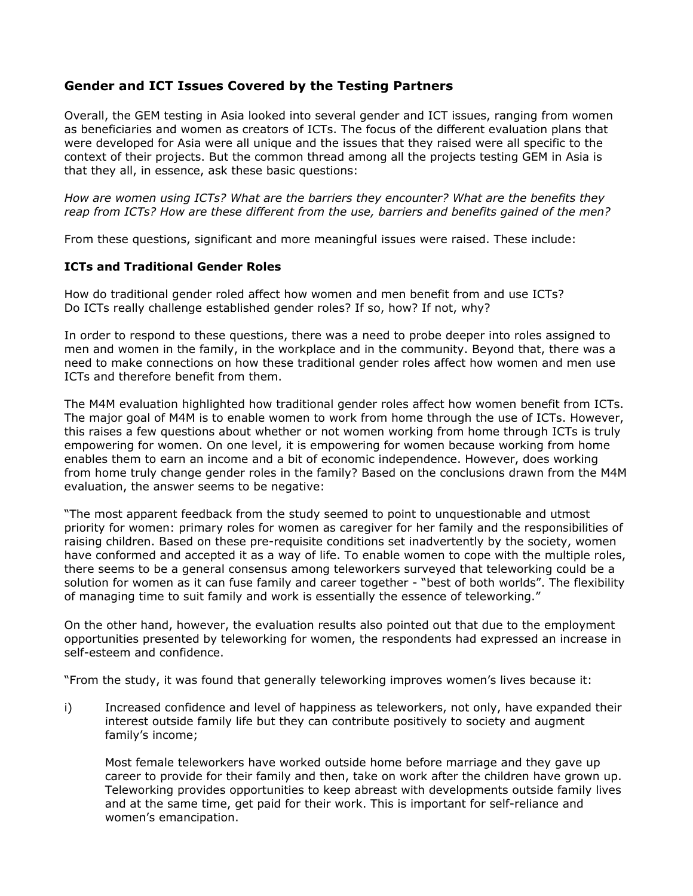## Gender and ICT Issues Covered by the Testing Partners

Overall, the GEM testing in Asia looked into several gender and ICT issues, ranging from women as beneficiaries and women as creators of ICTs. The focus of the different evaluation plans that were developed for Asia were all unique and the issues that they raised were all specific to the context of their projects. But the common thread among all the projects testing GEM in Asia is that they all, in essence, ask these basic questions:

*How are women using ICTs? What are the barriers they encounter? What are the benefits they reap from ICTs? How are these different from the use, barriers and benefits gained of the men?*

From these questions, significant and more meaningful issues were raised. These include:

### ICTs and Traditional Gender Roles

How do traditional gender roled affect how women and men benefit from and use ICTs? Do ICTs really challenge established gender roles? If so, how? If not, why?

In order to respond to these questions, there was a need to probe deeper into roles assigned to men and women in the family, in the workplace and in the community. Beyond that, there was a need to make connections on how these traditional gender roles affect how women and men use ICTs and therefore benefit from them.

The M4M evaluation highlighted how traditional gender roles affect how women benefit from ICTs. The major goal of M4M is to enable women to work from home through the use of ICTs. However, this raises a few questions about whether or not women working from home through ICTs is truly empowering for women. On one level, it is empowering for women because working from home enables them to earn an income and a bit of economic independence. However, does working from home truly change gender roles in the family? Based on the conclusions drawn from the M4M evaluation, the answer seems to be negative:

"The most apparent feedback from the study seemed to point to unquestionable and utmost priority for women: primary roles for women as caregiver for her family and the responsibilities of raising children. Based on these pre-requisite conditions set inadvertently by the society, women have conformed and accepted it as a way of life. To enable women to cope with the multiple roles, there seems to be a general consensus among teleworkers surveyed that teleworking could be a solution for women as it can fuse family and career together - "best of both worlds". The flexibility of managing time to suit family and work is essentially the essence of teleworking."

On the other hand, however, the evaluation results also pointed out that due to the employment opportunities presented by teleworking for women, the respondents had expressed an increase in self-esteem and confidence.

"From the study, it was found that generally teleworking improves women's lives because it:

i) Increased confidence and level of happiness as teleworkers, not only, have expanded their interest outside family life but they can contribute positively to society and augment family's income;

   Most female teleworkers have worked outside home before marriage and they gave up career to provide for their family and then, take on work after the children have grown up. Teleworking provides opportunities to keep abreast with developments outside family lives and at the same time, get paid for their work. This is important for self-reliance and women's emancipation.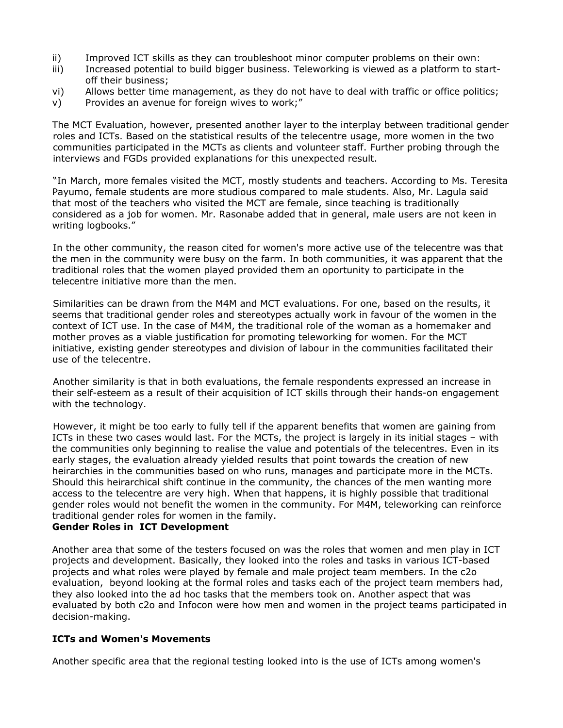ii) Improved ICT skills as they can troubleshoot minor computer problems on their own:
iii) Increased potential to build bigger business. Teleworking is viewed as a platform to start-off their business;
vi) Allows better time management, as they do not have to deal with traffic or office politics;
v) Provides an avenue for foreign wives to work;"

The MCT Evaluation, however, presented another layer to the interplay between traditional gender roles and ICTs. Based on the statistical results of the telecentre usage, more women in the two communities participated in the MCTs as clients and volunteer staff. Further probing through the interviews and FGDs provided explanations for this unexpected result.

"In March, more females visited the MCT, mostly students and teachers. According to Ms. Teresita Payumo, female students are more studious compared to male students. Also, Mr. Lagula said that most of the teachers who visited the MCT are female, since teaching is traditionally considered as a job for women. Mr. Rasonabe added that in general, male users are not keen in writing logbooks."

In the other community, the reason cited for women's more active use of the telecentre was that the men in the community were busy on the farm. In both communities, it was apparent that the traditional roles that the women played provided them an oportunity to participate in the telecentre initiative more than the men.

Similarities can be drawn from the M4M and MCT evaluations. For one, based on the results, it seems that traditional gender roles and stereotypes actually work in favour of the women in the context of ICT use. In the case of M4M, the traditional role of the woman as a homemaker and mother proves as a viable justification for promoting teleworking for women. For the MCT initiative, existing gender stereotypes and division of labour in the communities facilitated their use of the telecentre.

Another similarity is that in both evaluations, the female respondents expressed an increase in their self-esteem as a result of their acquisition of ICT skills through their hands-on engagement with the technology.

However, it might be too early to fully tell if the apparent benefits that women are gaining from ICTs in these two cases would last. For the MCTs, the project is largely in its initial stages – with the communities only beginning to realise the value and potentials of the telecentres. Even in its early stages, the evaluation already yielded results that point towards the creation of new heirarchies in the communities based on who runs, manages and participate more in the MCTs. Should this heirarchical shift continue in the community, the chances of the men wanting more access to the telecentre are very high. When that happens, it is highly possible that traditional gender roles would not benefit the women in the community. For M4M, teleworking can reinforce traditional gender roles for women in the family.

**Gender Roles in ICT Development**

Another area that some of the testers focused on was the roles that women and men play in ICT projects and development. Basically, they looked into the roles and tasks in various ICT-based projects and what roles were played by female and male project team members. In the c2o evaluation, beyond looking at the formal roles and tasks each of the project team members had, they also looked into the ad hoc tasks that the members took on. Another aspect that was evaluated by both c2o and Infocon were how men and women in the project teams participated in decision-making.

**ICTs and Women's Movements**

Another specific area that the regional testing looked into is the use of ICTs among women's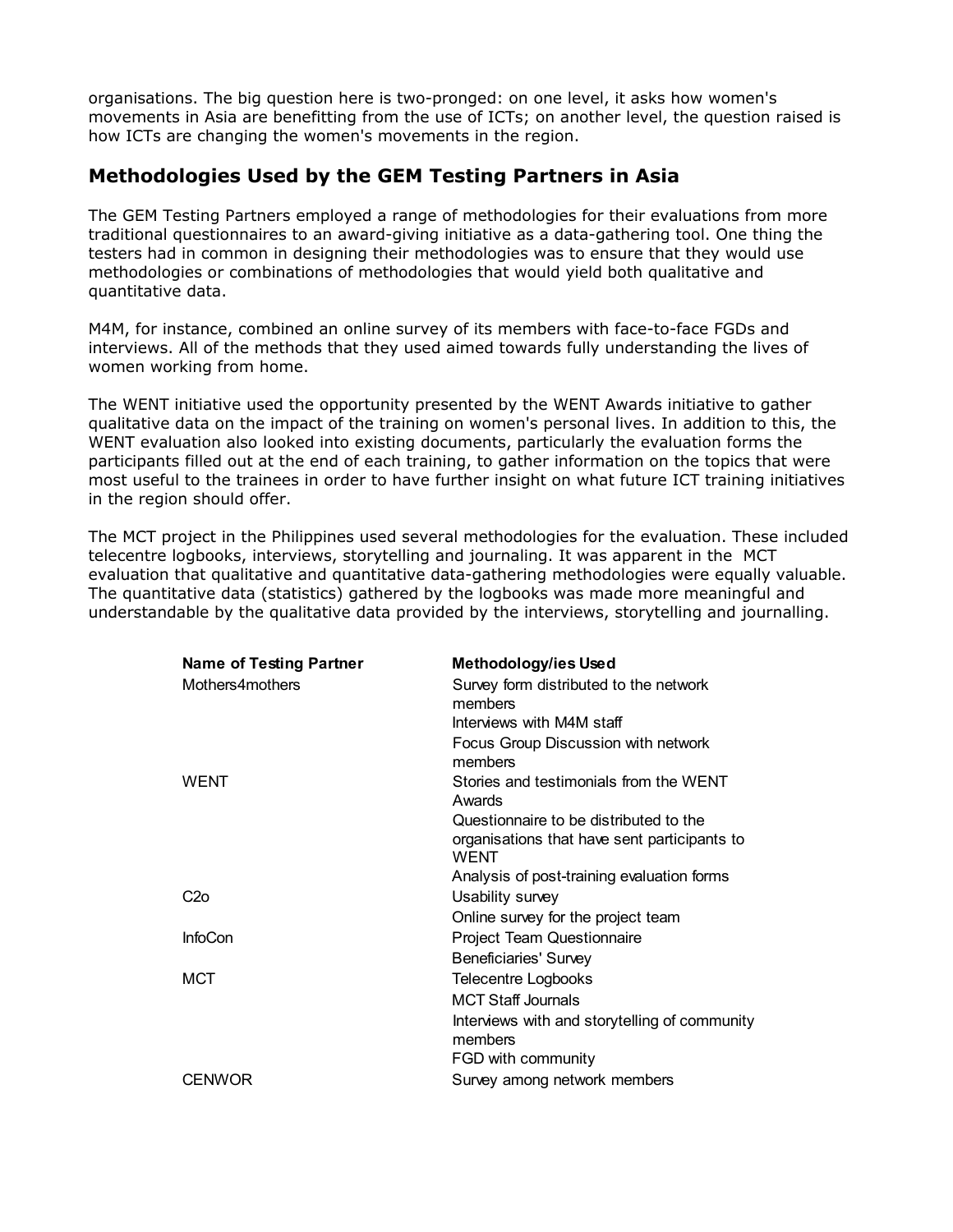organisations. The big question here is two-pronged: on one level, it asks how women's movements in Asia are benefitting from the use of ICTs; on another level, the question raised is how ICTs are changing the women's movements in the region.

## Methodologies Used by the GEM Testing Partners in Asia

The GEM Testing Partners employed a range of methodologies for their evaluations from more traditional questionnaires to an award-giving initiative as a data-gathering tool. One thing the testers had in common in designing their methodologies was to ensure that they would use methodologies or combinations of methodologies that would yield both qualitative and quantitative data.

M4M, for instance, combined an online survey of its members with face-to-face FGDs and interviews. All of the methods that they used aimed towards fully understanding the lives of women working from home.

The WENT initiative used the opportunity presented by the WENT Awards initiative to gather qualitative data on the impact of the training on women's personal lives. In addition to this, the WENT evaluation also looked into existing documents, particularly the evaluation forms the participants filled out at the end of each training, to gather information on the topics that were most useful to the trainees in order to have further insight on what future ICT training initiatives in the region should offer.

The MCT project in the Philippines used several methodologies for the evaluation. These included telecentre logbooks, interviews, storytelling and journaling. It was apparent in the MCT evaluation that qualitative and quantitative data-gathering methodologies were equally valuable. The quantitative data (statistics) gathered by the logbooks was made more meaningful and understandable by the qualitative data provided by the interviews, storytelling and journalling.

| Name of Testing Partner | Methodology/ies Used |
| --- | --- |
| Mothers4mothers | Survey form distributed to the network members |
| | Interviews with M4M staff |
| | Focus Group Discussion with network members |
| WENT | Stories and testimonials from the WENT Awards |
| | Questionnaire to be distributed to the organisations that have sent participants to WENT |
| | Analysis of post-training evaluation forms |
| C2o | Usability survey |
| | Online survey for the project team |
| InfoCon | Project Team Questionnaire |
| | Beneficiaries' Survey |
| MCT | Telecentre Logbooks |
| | MCT Staff Journals |
| | Interviews with and storytelling of community members |
| | FGD with community |
| CENWOR | Survey among network members |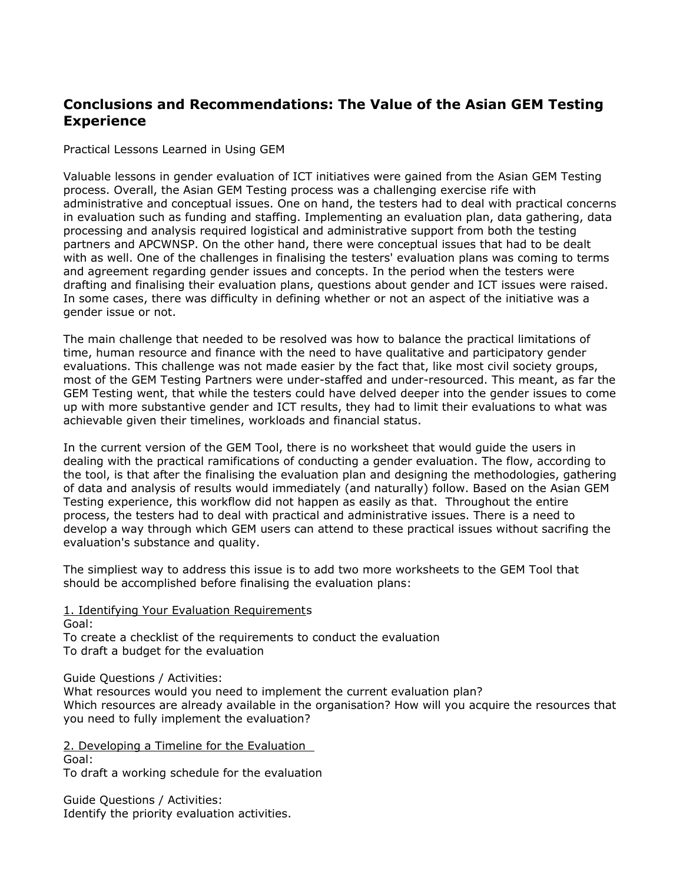## Conclusions and Recommendations: The Value of the Asian GEM Testing Experience

Practical Lessons Learned in Using GEM

Valuable lessons in gender evaluation of ICT initiatives were gained from the Asian GEM Testing process. Overall, the Asian GEM Testing process was a challenging exercise rife with administrative and conceptual issues. One on hand, the testers had to deal with practical concerns in evaluation such as funding and staffing. Implementing an evaluation plan, data gathering, data processing and analysis required logistical and administrative support from both the testing partners and APCWNSP. On the other hand, there were conceptual issues that had to be dealt with as well. One of the challenges in finalising the testers' evaluation plans was coming to terms and agreement regarding gender issues and concepts. In the period when the testers were drafting and finalising their evaluation plans, questions about gender and ICT issues were raised. In some cases, there was difficulty in defining whether or not an aspect of the initiative was a gender issue or not.

The main challenge that needed to be resolved was how to balance the practical limitations of time, human resource and finance with the need to have qualitative and participatory gender evaluations. This challenge was not made easier by the fact that, like most civil society groups, most of the GEM Testing Partners were under-staffed and under-resourced. This meant, as far the GEM Testing went, that while the testers could have delved deeper into the gender issues to come up with more substantive gender and ICT results, they had to limit their evaluations to what was achievable given their timelines, workloads and financial status.

In the current version of the GEM Tool, there is no worksheet that would guide the users in dealing with the practical ramifications of conducting a gender evaluation. The flow, according to the tool, is that after the finalising the evaluation plan and designing the methodologies, gathering of data and analysis of results would immediately (and naturally) follow. Based on the Asian GEM Testing experience, this workflow did not happen as easily as that. Throughout the entire process, the testers had to deal with practical and administrative issues. There is a need to develop a way through which GEM users can attend to these practical issues without sacrifing the evaluation's substance and quality.

The simpliest way to address this issue is to add two more worksheets to the GEM Tool that should be accomplished before finalising the evaluation plans:

1. Identifying Your Evaluation Requirements

Goal:
To create a checklist of the requirements to conduct the evaluation
To draft a budget for the evaluation

Guide Questions / Activities:
What resources would you need to implement the current evaluation plan?
Which resources are already available in the organisation? How will you acquire the resources that you need to fully implement the evaluation?

2. Developing a Timeline for the Evaluation

Goal:
To draft a working schedule for the evaluation

Guide Questions / Activities:
Identify the priority evaluation activities.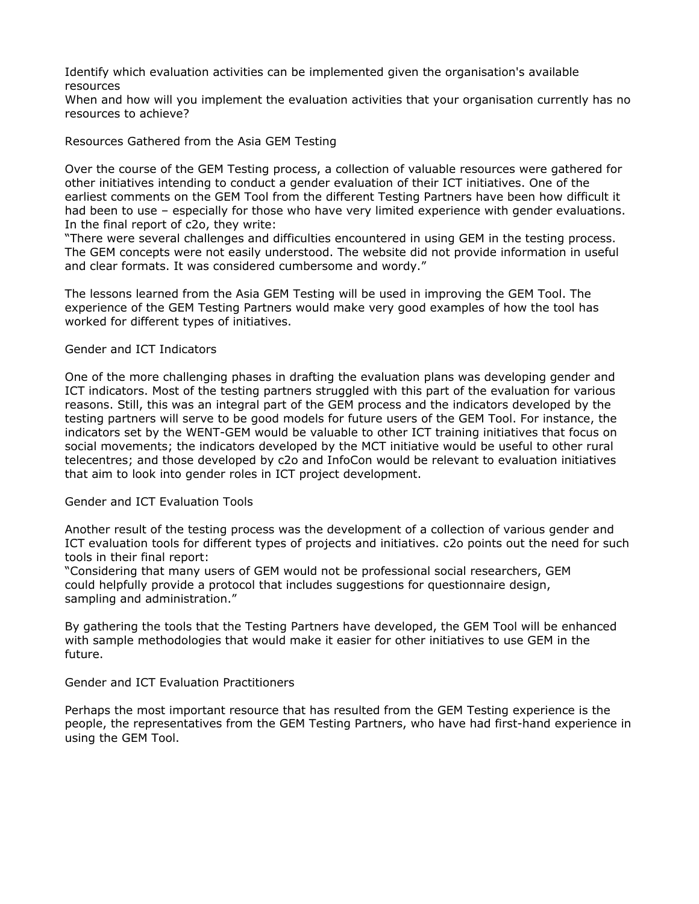Identify which evaluation activities can be implemented given the organisation's available resources

When and how will you implement the evaluation activities that your organisation currently has no resources to achieve?

## Resources Gathered from the Asia GEM Testing

Over the course of the GEM Testing process, a collection of valuable resources were gathered for other initiatives intending to conduct a gender evaluation of their ICT initiatives. One of the earliest comments on the GEM Tool from the different Testing Partners have been how difficult it had been to use – especially for those who have very limited experience with gender evaluations. In the final report of c2o, they write:

"There were several challenges and difficulties encountered in using GEM in the testing process. The GEM concepts were not easily understood. The website did not provide information in useful and clear formats. It was considered cumbersome and wordy."

The lessons learned from the Asia GEM Testing will be used in improving the GEM Tool. The experience of the GEM Testing Partners would make very good examples of how the tool has worked for different types of initiatives.

### Gender and ICT Indicators

One of the more challenging phases in drafting the evaluation plans was developing gender and ICT indicators. Most of the testing partners struggled with this part of the evaluation for various reasons. Still, this was an integral part of the GEM process and the indicators developed by the testing partners will serve to be good models for future users of the GEM Tool. For instance, the indicators set by the WENT-GEM would be valuable to other ICT training initiatives that focus on social movements; the indicators developed by the MCT initiative would be useful to other rural telecentres; and those developed by c2o and InfoCon would be relevant to evaluation initiatives that aim to look into gender roles in ICT project development.

### Gender and ICT Evaluation Tools

Another result of the testing process was the development of a collection of various gender and ICT evaluation tools for different types of projects and initiatives. c2o points out the need for such tools in their final report:

"Considering that many users of GEM would not be professional social researchers, GEM could helpfully provide a protocol that includes suggestions for questionnaire design, sampling and administration."

By gathering the tools that the Testing Partners have developed, the GEM Tool will be enhanced with sample methodologies that would make it easier for other initiatives to use GEM in the future.

### Gender and ICT Evaluation Practitioners

Perhaps the most important resource that has resulted from the GEM Testing experience is the people, the representatives from the GEM Testing Partners, who have had first-hand experience in using the GEM Tool.